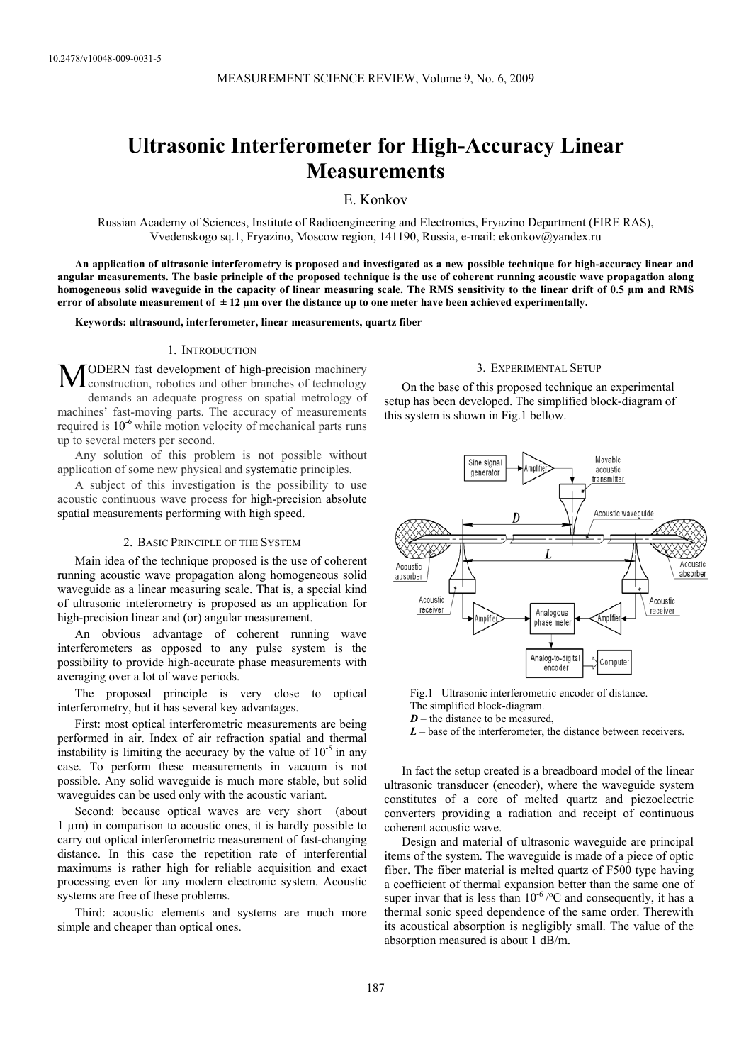10.2478/v10048-009-0031-5

# Ultrasonic Interferometer for High-Accuracy Linear Measurements

E. Konkov

Russian Academy of Sciences, Institute of Radioengineering and Electronics, Fryazino Department (FIRE RAS), Vvedenskogo sq.1, Fryazino, Moscow region, 141190, Russia, e-mail: ekonkov@yandex.ru

**An application of ultrasonic interferometry is proposed and investigated as a new possible technique for high-accuracy linear and angular measurements. The basic principle of the proposed technique is the use of coherent running acoustic wave propagation along homogeneous solid waveguide in the capacity of linear measuring scale. The RMS sensitivity to the linear drift of 0.5 µm and RMS error of absolute measurement of ± 12 µm over the distance up to one meter have been achieved experimentally.**

**Keywords: ultrasound, interferometer, linear measurements, quartz fiber**

## 1. Introduction

MODERN fast development of high-precision machinery construction, robotics and other branches of technology demands an adequate progress on spatial metrology of machines' fast-moving parts. The accuracy of measurements required is $10^{-6}$ while motion velocity of mechanical parts runs up to several meters per second.

Any solution of this problem is not possible without application of some new physical and systematic principles.

A subject of this investigation is the possibility to use acoustic continuous wave process for high-precision absolute spatial measurements performing with high speed.

## 2. Basic Principle of the System

Main idea of the technique proposed is the use of coherent running acoustic wave propagation along homogeneous solid waveguide as a linear measuring scale. That is, a special kind of ultrasonic inteferometry is proposed as an application for high-precision linear and (or) angular measurement.

An obvious advantage of coherent running wave interferometers as opposed to any pulse system is the possibility to provide high-accurate phase measurements with averaging over a lot of wave periods.

The proposed principle is very close to optical interferometry, but it has several key advantages.

First: most optical interferometric measurements are being performed in air. Index of air refraction spatial and thermal instability is limiting the accuracy by the value of $10^{-5}$ in any case. To perform these measurements in vacuum is not possible. Any solid waveguide is much more stable, but solid waveguides can be used only with the acoustic variant.

Second: because optical waves are very short (about 1 µm) in comparison to acoustic ones, it is hardly possible to carry out optical interferometric measurement of fast-changing distance. In this case the repetition rate of interferential maximums is rather high for reliable acquisition and exact processing even for any modern electronic system. Acoustic systems are free of these problems.

Third: acoustic elements and systems are much more simple and cheaper than optical ones.

## 3. Experimental Setup

On the base of this proposed technique an experimental setup has been developed. The simplified block-diagram of this system is shown in Fig.1 bellow.

Fig.1 Ultrasonic interferometric encoder of distance. The simplified block-diagram.
*D* – the distance to be measured,
*L* – base of the interferometer, the distance between receivers.

In fact the setup created is a breadboard model of the linear ultrasonic transducer (encoder), where the waveguide system constitutes of a core of melted quartz and piezoelectric converters providing a radiation and receipt of continuous coherent acoustic wave.

Design and material of ultrasonic waveguide are principal items of the system. The waveguide is made of a piece of optic fiber. The fiber material is melted quartz of F500 type having a coefficient of thermal expansion better than the same one of super invar that is less than $10^{-6}$ /ºC and consequently, it has a thermal sonic speed dependence of the same order. Therewith its acoustical absorption is negligibly small. The value of the absorption measured is about 1 dB/m.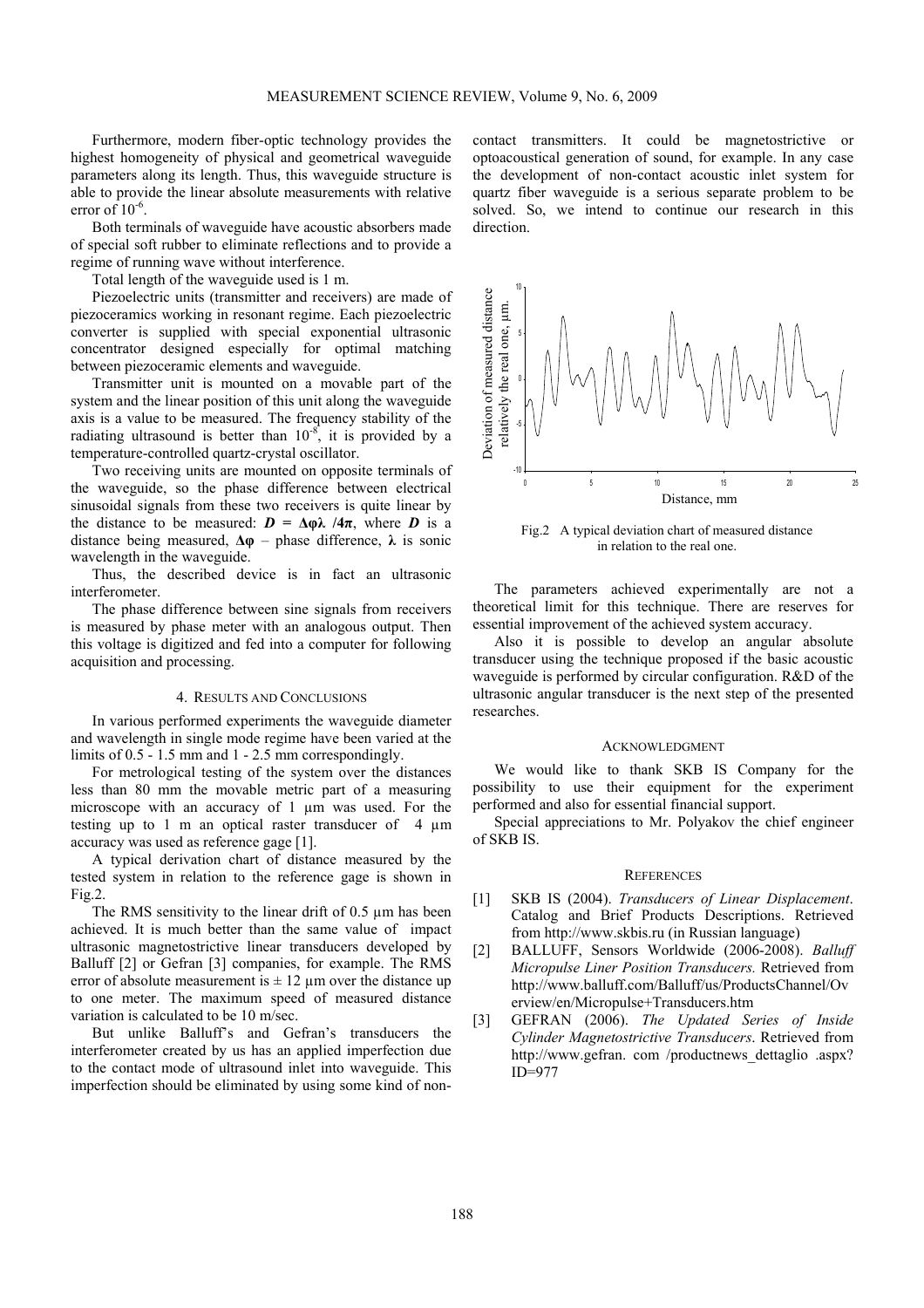Furthermore, modern fiber-optic technology provides the highest homogeneity of physical and geometrical waveguide parameters along its length. Thus, this waveguide structure is able to provide the linear absolute measurements with relative error of $10^{-6}$.

Both terminals of waveguide have acoustic absorbers made of special soft rubber to eliminate reflections and to provide a regime of running wave without interference.

Total length of the waveguide used is 1 m.

Piezoelectric units (transmitter and receivers) are made of piezoceramics working in resonant regime. Each piezoelectric converter is supplied with special exponential ultrasonic concentrator designed especially for optimal matching between piezoceramic elements and waveguide.

Transmitter unit is mounted on a movable part of the system and the linear position of this unit along the waveguide axis is a value to be measured. The frequency stability of the radiating ultrasound is better than $10^{-8}$, it is provided by a temperature-controlled quartz-crystal oscillator.

Two receiving units are mounted on opposite terminals of the waveguide, so the phase difference between electrical sinusoidal signals from these two receivers is quite linear by the distance to be measured: $\boldsymbol{D = \Delta\varphi\lambda / 4\pi}$, where $\boldsymbol{D}$ is a distance being measured, $\boldsymbol{\Delta\varphi}$ – phase difference, $\boldsymbol{\lambda}$ is sonic wavelength in the waveguide.

Thus, the described device is in fact an ultrasonic interferometer.

The phase difference between sine signals from receivers is measured by phase meter with an analogous output. Then this voltage is digitized and fed into a computer for following acquisition and processing.

## 4. Results and Conclusions

In various performed experiments the waveguide diameter and wavelength in single mode regime have been varied at the limits of 0.5 - 1.5 mm and 1 - 2.5 mm correspondingly.

For metrological testing of the system over the distances less than 80 mm the movable metric part of a measuring microscope with an accuracy of 1 µm was used. For the testing up to 1 m an optical raster transducer of 4 µm accuracy was used as reference gage [1].

A typical derivation chart of distance measured by the tested system in relation to the reference gage is shown in Fig.2.

The RMS sensitivity to the linear drift of 0.5 µm has been achieved. It is much better than the same value of impact ultrasonic magnetostrictive linear transducers developed by Balluff [2] or Gefran [3] companies, for example. The RMS error of absolute measurement is ± 12 µm over the distance up to one meter. The maximum speed of measured distance variation is calculated to be 10 m/sec.

But unlike Balluff's and Gefran's transducers the interferometer created by us has an applied imperfection due to the contact mode of ultrasound inlet into waveguide. This imperfection should be eliminated by using some kind of non-contact transmitters. It could be magnetostrictive or optoacoustical generation of sound, for example. In any case the development of non-contact acoustic inlet system for quartz fiber waveguide is a serious separate problem to be solved. So, we intend to continue our research in this direction.

Deviation of measured distance relatively the real one, µm.

10
5
0
-5
-10

0 5 10 15 20 25

Distance, mm

Fig.2 A typical deviation chart of measured distance in relation to the real one.

The parameters achieved experimentally are not a theoretical limit for this technique. There are reserves for essential improvement of the achieved system accuracy.

Also it is possible to develop an angular absolute transducer using the technique proposed if the basic acoustic waveguide is performed by circular configuration. R&D of the ultrasonic angular transducer is the next step of the presented researches.

## Acknowledgment

We would like to thank SKB IS Company for the possibility to use their equipment for the experiment performed and also for essential financial support.

Special appreciations to Mr. Polyakov the chief engineer of SKB IS.

## References

[1] SKB IS (2004). *Transducers of Linear Displacement*. Catalog and Brief Products Descriptions. Retrieved from http://www.skbis.ru (in Russian language)

[2] BALLUFF, Sensors Worldwide (2006-2008). *Balluff Micropulse Liner Position Transducers.* Retrieved from http://www.balluff.com/Balluff/us/ProductsChannel/Overview/en/Micropulse+Transducers.htm

[3] GEFRAN (2006). *The Updated Series of Inside Cylinder Magnetostrictive Transducers*. Retrieved from http://www.gefran. com /productnews_dettaglio .aspx?ID=977